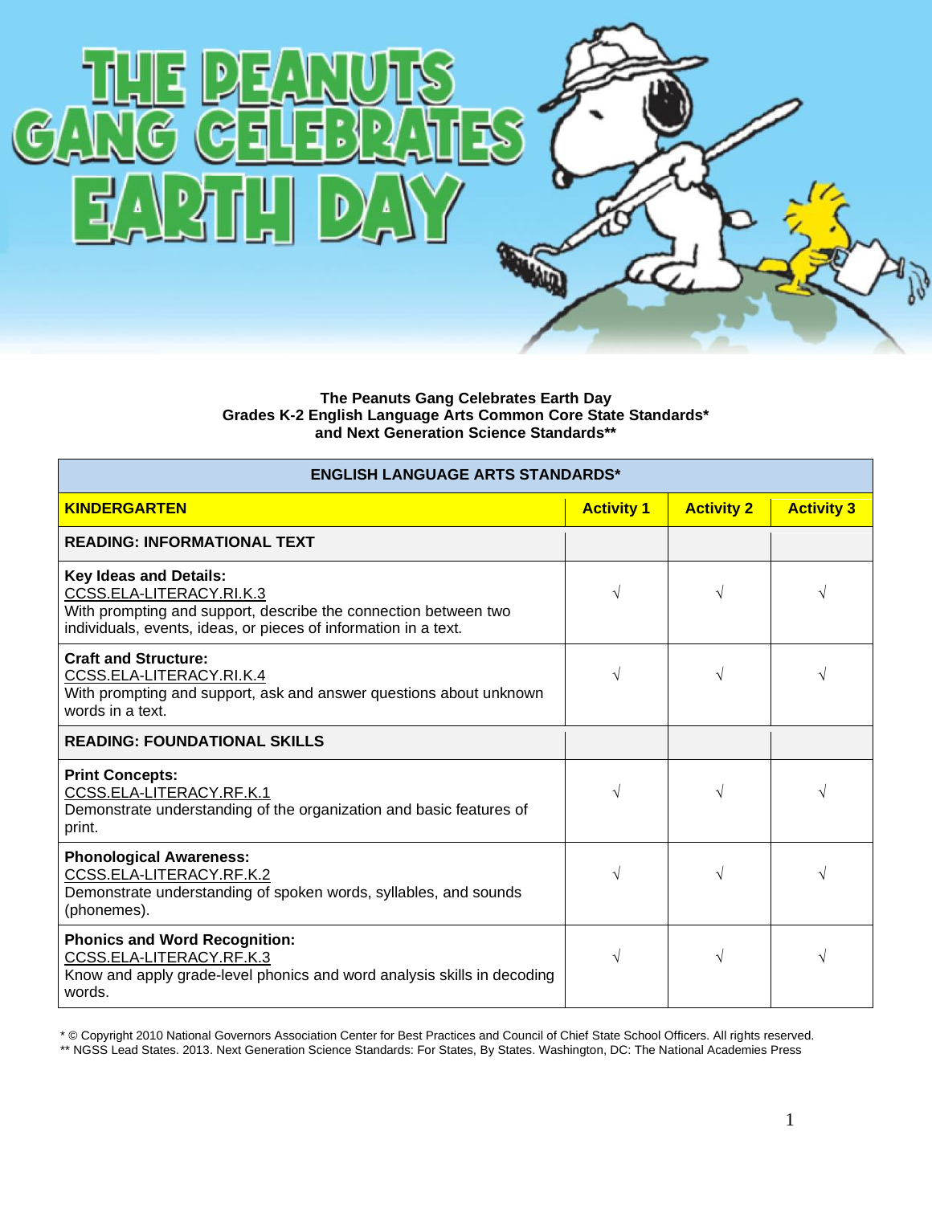# THE PEANUTS GANG CELEBRATES EARTH DAY

**The Peanuts Gang Celebrates Earth Day**
**Grades K-2 English Language Arts Common Core State Standards\***
**and Next Generation Science Standards\*\***

| ENGLISH LANGUAGE ARTS STANDARDS* | | | |
|---|---|---|---|
| **KINDERGARTEN** | **Activity 1** | **Activity 2** | **Activity 3** |
| **READING: INFORMATIONAL TEXT** | | | |
| **Key Ideas and Details:** CCSS.ELA-LITERACY.RI.K.3 With prompting and support, describe the connection between two individuals, events, ideas, or pieces of information in a text. | √ | √ | √ |
| **Craft and Structure:** CCSS.ELA-LITERACY.RI.K.4 With prompting and support, ask and answer questions about unknown words in a text. | √ | √ | √ |
| **READING: FOUNDATIONAL SKILLS** | | | |
| **Print Concepts:** CCSS.ELA-LITERACY.RF.K.1 Demonstrate understanding of the organization and basic features of print. | √ | √ | √ |
| **Phonological Awareness:** CCSS.ELA-LITERACY.RF.K.2 Demonstrate understanding of spoken words, syllables, and sounds (phonemes). | √ | √ | √ |
| **Phonics and Word Recognition:** CCSS.ELA-LITERACY.RF.K.3 Know and apply grade-level phonics and word analysis skills in decoding words. | √ | √ | √ |

\* © Copyright 2010 National Governors Association Center for Best Practices and Council of Chief State School Officers. All rights reserved.
\*\* NGSS Lead States. 2013. Next Generation Science Standards: For States, By States. Washington, DC: The National Academies Press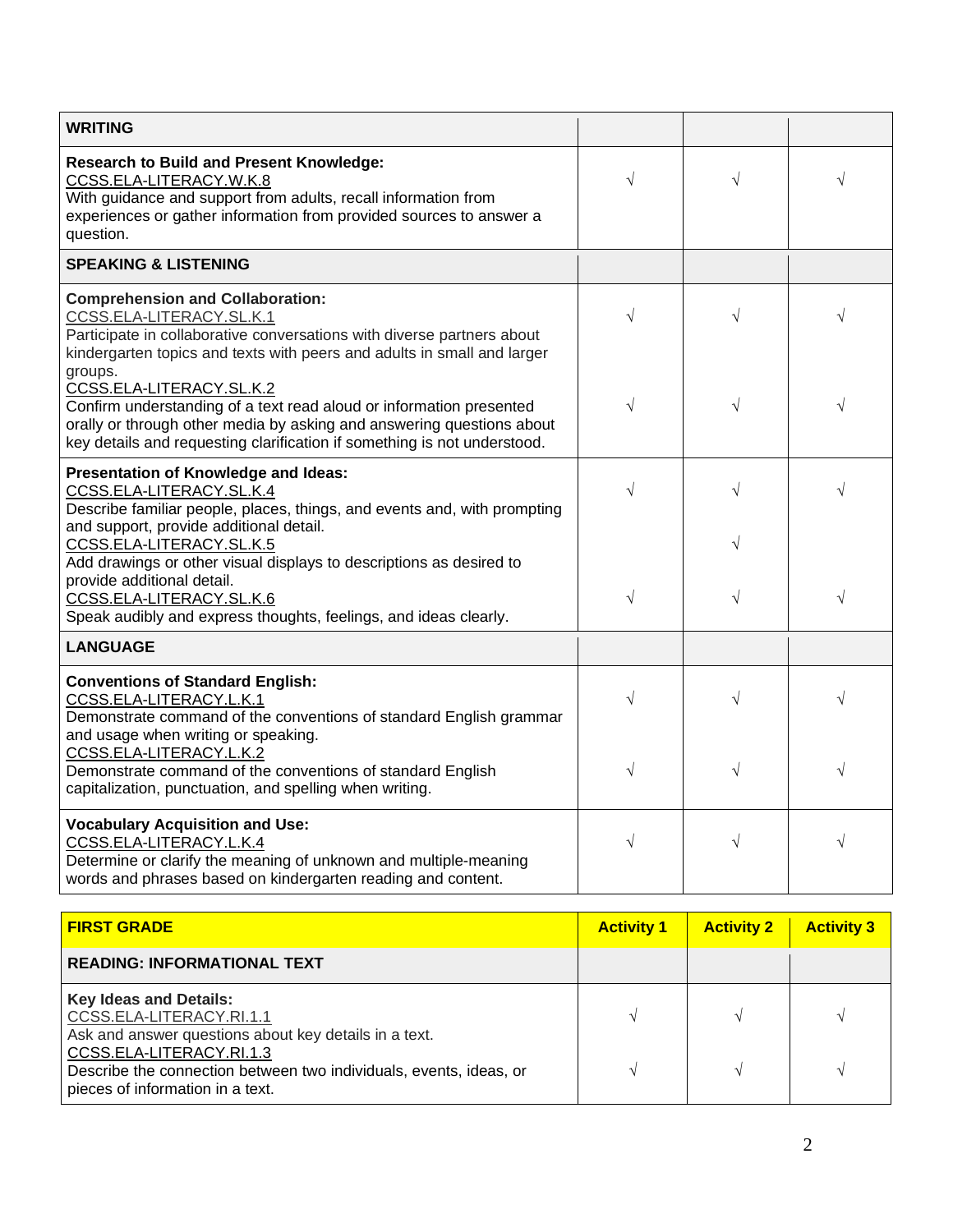| WRITING | | | |
|---|---|---|---|
| **Research to Build and Present Knowledge:**<br>CCSS.ELA-LITERACY.W.K.8<br>With guidance and support from adults, recall information from experiences or gather information from provided sources to answer a question. | √ | √ | √ |
| **SPEAKING & LISTENING** | | | |
| **Comprehension and Collaboration:**<br>CCSS.ELA-LITERACY.SL.K.1<br>Participate in collaborative conversations with diverse partners about kindergarten topics and texts with peers and adults in small and larger groups. | √ | √ | √ |
| CCSS.ELA-LITERACY.SL.K.2<br>Confirm understanding of a text read aloud or information presented orally or through other media by asking and answering questions about key details and requesting clarification if something is not understood. | √ | √ | √ |
| **Presentation of Knowledge and Ideas:**<br>CCSS.ELA-LITERACY.SL.K.4<br>Describe familiar people, places, things, and events and, with prompting and support, provide additional detail. | √ | √ | √ |
| CCSS.ELA-LITERACY.SL.K.5<br>Add drawings or other visual displays to descriptions as desired to provide additional detail. | | √ | |
| CCSS.ELA-LITERACY.SL.K.6<br>Speak audibly and express thoughts, feelings, and ideas clearly. | √ | √ | √ |
| **LANGUAGE** | | | |
| **Conventions of Standard English:**<br>CCSS.ELA-LITERACY.L.K.1<br>Demonstrate command of the conventions of standard English grammar and usage when writing or speaking. | √ | √ | √ |
| CCSS.ELA-LITERACY.L.K.2<br>Demonstrate command of the conventions of standard English capitalization, punctuation, and spelling when writing. | √ | √ | √ |
| **Vocabulary Acquisition and Use:**<br>CCSS.ELA-LITERACY.L.K.4<br>Determine or clarify the meaning of unknown and multiple-meaning words and phrases based on kindergarten reading and content. | √ | √ | √ |

| FIRST GRADE | Activity 1 | Activity 2 | Activity 3 |
|---|---|---|---|
| **READING: INFORMATIONAL TEXT** | | | |
| **Key Ideas and Details:**<br>CCSS.ELA-LITERACY.RI.1.1<br>Ask and answer questions about key details in a text. | √ | √ | √ |
| CCSS.ELA-LITERACY.RI.1.3<br>Describe the connection between two individuals, events, ideas, or pieces of information in a text. | √ | √ | √ |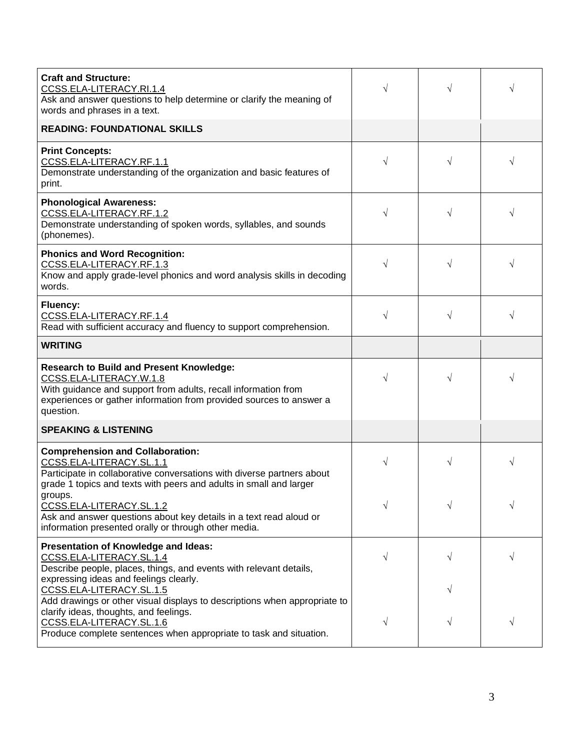| | | | |
|---|---|---|---|
| **Craft and Structure:**<br>CCSS.ELA-LITERACY.RI.1.4<br>Ask and answer questions to help determine or clarify the meaning of words and phrases in a text. | √ | √ | √ |
| **READING: FOUNDATIONAL SKILLS** | | | |
| **Print Concepts:**<br>CCSS.ELA-LITERACY.RF.1.1<br>Demonstrate understanding of the organization and basic features of print. | √ | √ | √ |
| **Phonological Awareness:**<br>CCSS.ELA-LITERACY.RF.1.2<br>Demonstrate understanding of spoken words, syllables, and sounds (phonemes). | √ | √ | √ |
| **Phonics and Word Recognition:**<br>CCSS.ELA-LITERACY.RF.1.3<br>Know and apply grade-level phonics and word analysis skills in decoding words. | √ | √ | √ |
| **Fluency:**<br>CCSS.ELA-LITERACY.RF.1.4<br>Read with sufficient accuracy and fluency to support comprehension. | √ | √ | √ |
| **WRITING** | | | |
| **Research to Build and Present Knowledge:**<br>CCSS.ELA-LITERACY.W.1.8<br>With guidance and support from adults, recall information from experiences or gather information from provided sources to answer a question. | √ | √ | √ |
| **SPEAKING & LISTENING** | | | |
| **Comprehension and Collaboration:**<br>CCSS.ELA-LITERACY.SL.1.1<br>Participate in collaborative conversations with diverse partners about grade 1 topics and texts with peers and adults in small and larger groups.<br>CCSS.ELA-LITERACY.SL.1.2<br>Ask and answer questions about key details in a text read aloud or information presented orally or through other media. | √<br><br>√ | √<br><br>√ | √<br><br>√ |
| **Presentation of Knowledge and Ideas:**<br>CCSS.ELA-LITERACY.SL.1.4<br>Describe people, places, things, and events with relevant details, expressing ideas and feelings clearly.<br>CCSS.ELA-LITERACY.SL.1.5<br>Add drawings or other visual displays to descriptions when appropriate to clarify ideas, thoughts, and feelings.<br>CCSS.ELA-LITERACY.SL.1.6<br>Produce complete sentences when appropriate to task and situation. | √<br><br><br><br>√ | √<br><br>√<br><br>√ | √<br><br><br><br>√ |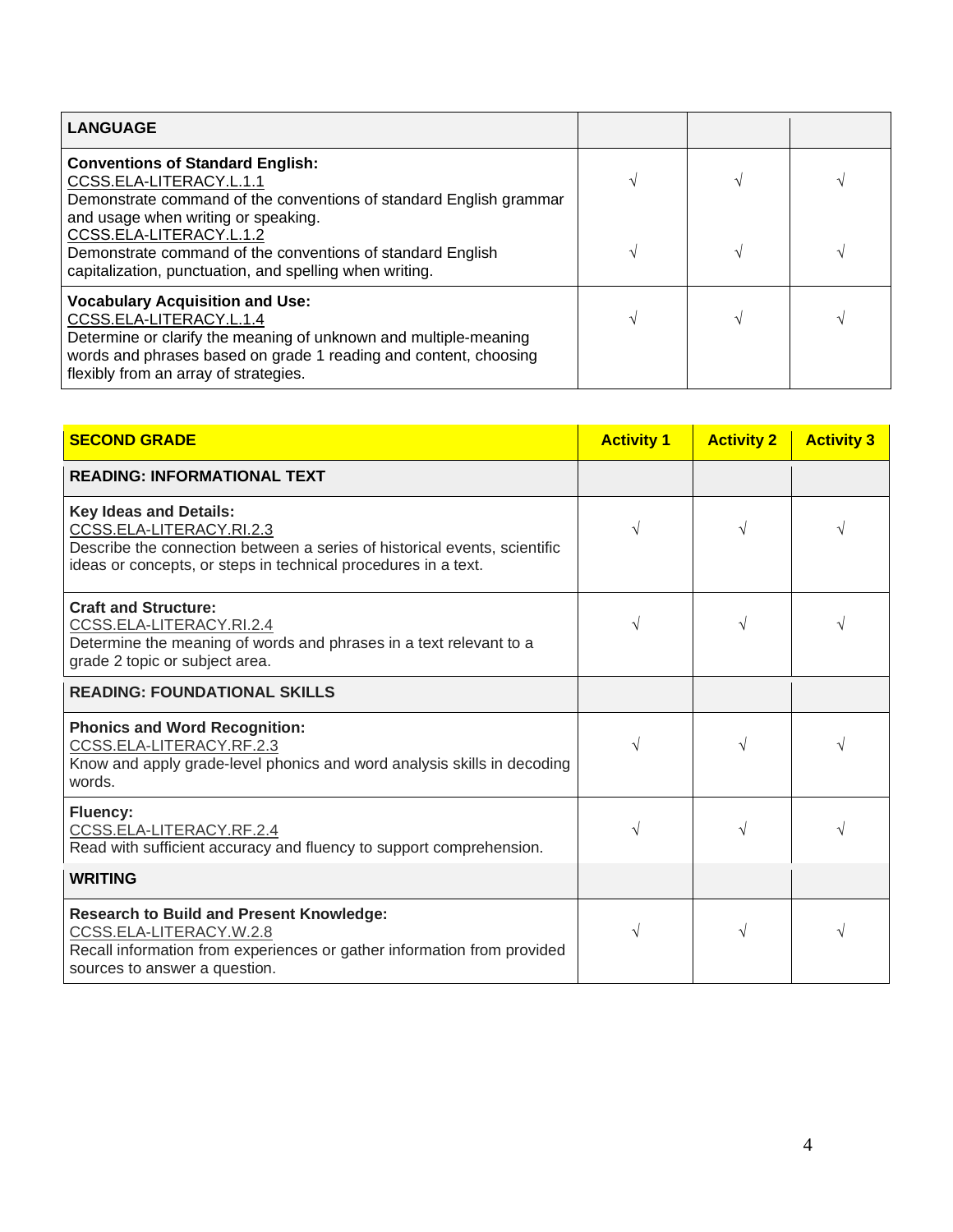| LANGUAGE | | | |
|---|---|---|---|
| **Conventions of Standard English:**<br>CCSS.ELA-LITERACY.L.1.1<br>Demonstrate command of the conventions of standard English grammar and usage when writing or speaking.<br>CCSS.ELA-LITERACY.L.1.2<br>Demonstrate command of the conventions of standard English capitalization, punctuation, and spelling when writing. | √<br><br>√ | √<br><br>√ | √<br><br>√ |
| **Vocabulary Acquisition and Use:**<br>CCSS.ELA-LITERACY.L.1.4<br>Determine or clarify the meaning of unknown and multiple-meaning words and phrases based on grade 1 reading and content, choosing flexibly from an array of strategies. | √ | √ | √ |

| SECOND GRADE | Activity 1 | Activity 2 | Activity 3 |
|---|---|---|---|
| **READING: INFORMATIONAL TEXT** | | | |
| **Key Ideas and Details:**<br>CCSS.ELA-LITERACY.RI.2.3<br>Describe the connection between a series of historical events, scientific ideas or concepts, or steps in technical procedures in a text. | √ | √ | √ |
| **Craft and Structure:**<br>CCSS.ELA-LITERACY.RI.2.4<br>Determine the meaning of words and phrases in a text relevant to a grade 2 topic or subject area. | √ | √ | √ |
| **READING: FOUNDATIONAL SKILLS** | | | |
| **Phonics and Word Recognition:**<br>CCSS.ELA-LITERACY.RF.2.3<br>Know and apply grade-level phonics and word analysis skills in decoding words. | √ | √ | √ |
| **Fluency:**<br>CCSS.ELA-LITERACY.RF.2.4<br>Read with sufficient accuracy and fluency to support comprehension. | √ | √ | √ |
| **WRITING** | | | |
| **Research to Build and Present Knowledge:**<br>CCSS.ELA-LITERACY.W.2.8<br>Recall information from experiences or gather information from provided sources to answer a question. | √ | √ | √ |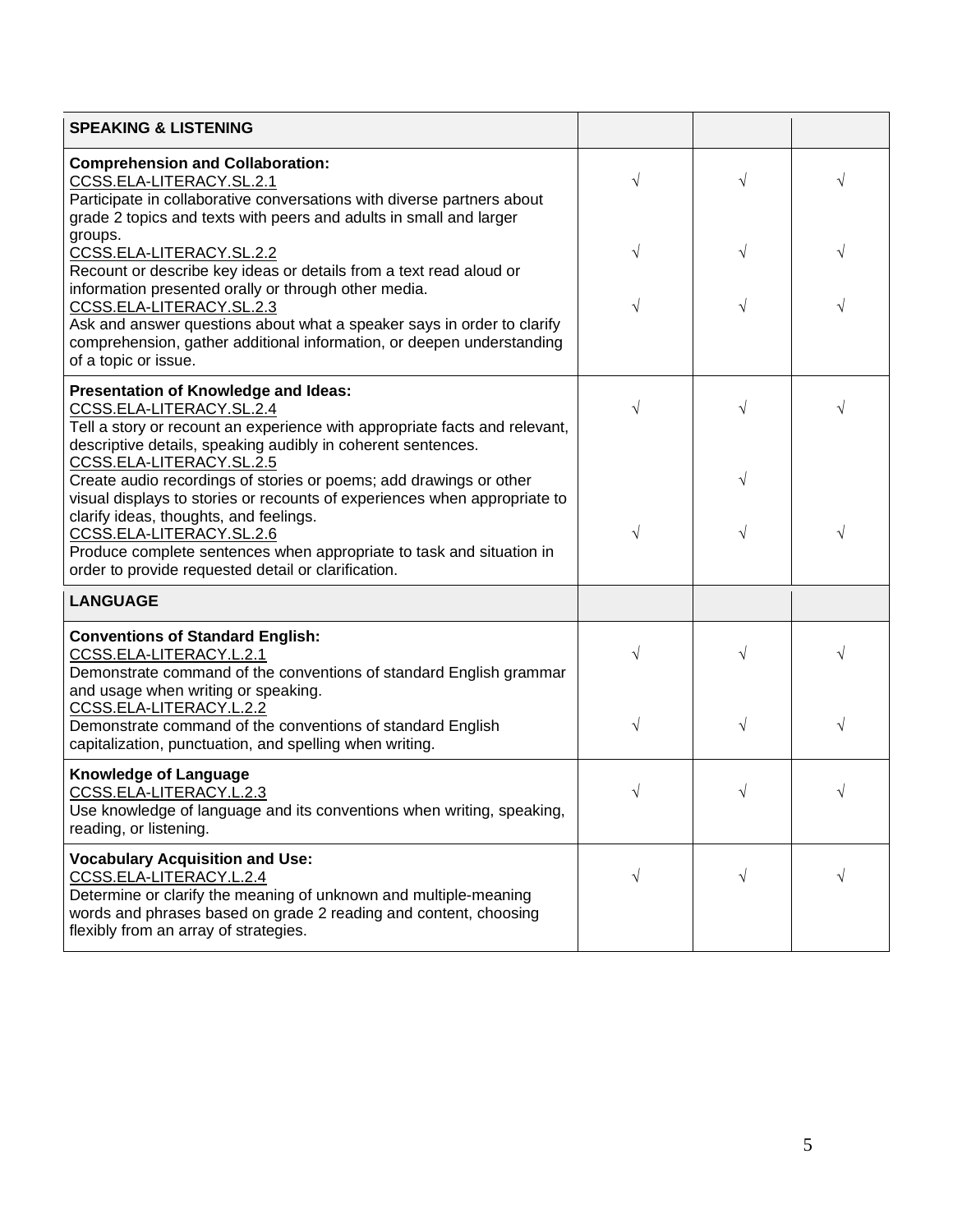| SPEAKING & LISTENING | | | |
|---|---|---|---|
| **Comprehension and Collaboration:**<br>CCSS.ELA-LITERACY.SL.2.1<br>Participate in collaborative conversations with diverse partners about grade 2 topics and texts with peers and adults in small and larger groups.<br>CCSS.ELA-LITERACY.SL.2.2<br>Recount or describe key ideas or details from a text read aloud or information presented orally or through other media.<br>CCSS.ELA-LITERACY.SL.2.3<br>Ask and answer questions about what a speaker says in order to clarify comprehension, gather additional information, or deepen understanding of a topic or issue. | √<br><br>√<br><br>√ | √<br><br>√<br><br>√ | √<br><br>√<br><br>√ |
| **Presentation of Knowledge and Ideas:**<br>CCSS.ELA-LITERACY.SL.2.4<br>Tell a story or recount an experience with appropriate facts and relevant, descriptive details, speaking audibly in coherent sentences.<br>CCSS.ELA-LITERACY.SL.2.5<br>Create audio recordings of stories or poems; add drawings or other visual displays to stories or recounts of experiences when appropriate to clarify ideas, thoughts, and feelings.<br>CCSS.ELA-LITERACY.SL.2.6<br>Produce complete sentences when appropriate to task and situation in order to provide requested detail or clarification. | √<br><br><br><br>√ | √<br><br>√<br><br>√ | √<br><br><br><br>√ |
| **LANGUAGE** | | | |
| **Conventions of Standard English:**<br>CCSS.ELA-LITERACY.L.2.1<br>Demonstrate command of the conventions of standard English grammar and usage when writing or speaking.<br>CCSS.ELA-LITERACY.L.2.2<br>Demonstrate command of the conventions of standard English capitalization, punctuation, and spelling when writing. | √<br><br>√ | √<br><br>√ | √<br><br>√ |
| **Knowledge of Language**<br>CCSS.ELA-LITERACY.L.2.3<br>Use knowledge of language and its conventions when writing, speaking, reading, or listening. | √ | √ | √ |
| **Vocabulary Acquisition and Use:**<br>CCSS.ELA-LITERACY.L.2.4<br>Determine or clarify the meaning of unknown and multiple-meaning words and phrases based on grade 2 reading and content, choosing flexibly from an array of strategies. | √ | √ | √ |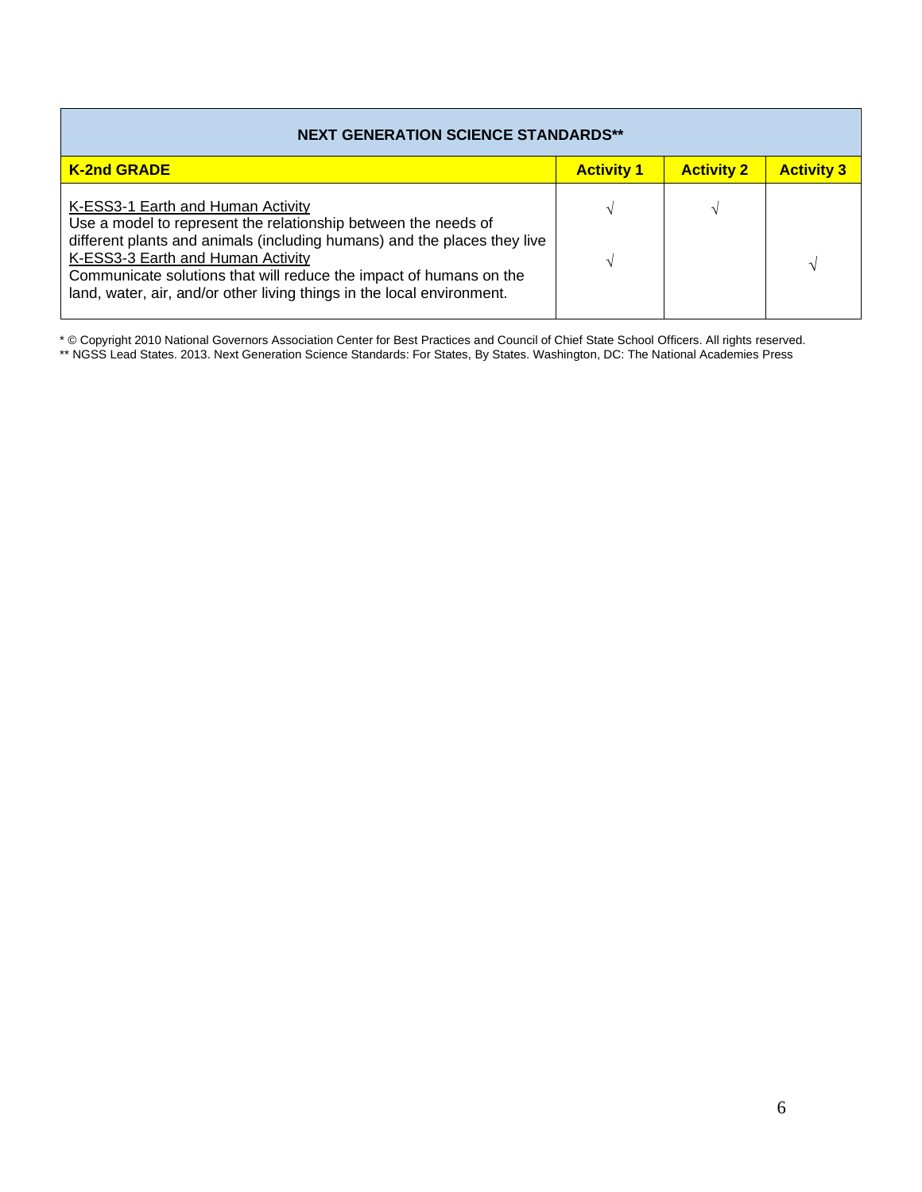| NEXT GENERATION SCIENCE STANDARDS** | | | |
|---|---|---|---|
| **K-2nd GRADE** | **Activity 1** | **Activity 2** | **Activity 3** |
| K-ESS3-1 Earth and Human Activity<br>Use a model to represent the relationship between the needs of different plants and animals (including humans) and the places they live | √ | √ | |
| K-ESS3-3 Earth and Human Activity<br>Communicate solutions that will reduce the impact of humans on the land, water, air, and/or other living things in the local environment. | √ | | √ |

\* © Copyright 2010 National Governors Association Center for Best Practices and Council of Chief State School Officers. All rights reserved.

** NGSS Lead States. 2013. Next Generation Science Standards: For States, By States. Washington, DC: The National Academies Press